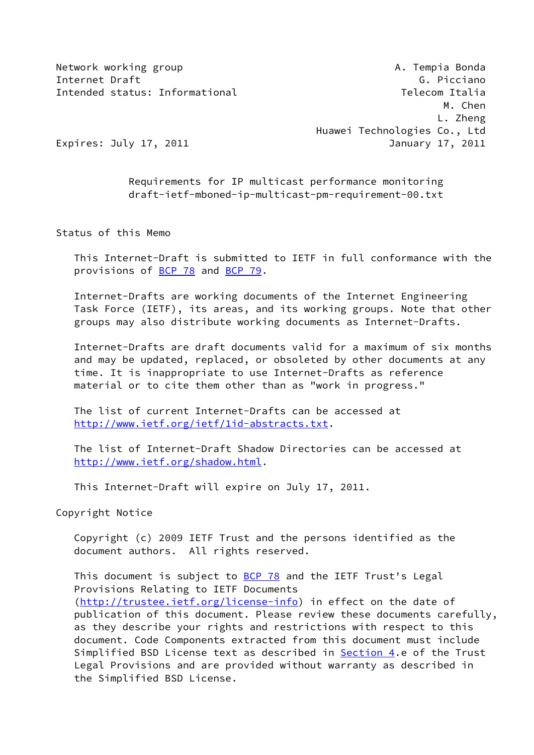Network working group A. Tempia Bonda
Internet Draft G. Picciano
Intended status: Informational Telecom Italia
M. Chen
L. Zheng
Huawei Technologies Co., Ltd
Expires: July 17, 2011 January 17, 2011

# Requirements for IP multicast performance monitoring
draft-ietf-mboned-ip-multicast-pm-requirement-00.txt

## Status of this Memo

This Internet-Draft is submitted to IETF in full conformance with the provisions of BCP 78 and BCP 79.

Internet-Drafts are working documents of the Internet Engineering Task Force (IETF), its areas, and its working groups. Note that other groups may also distribute working documents as Internet-Drafts.

Internet-Drafts are draft documents valid for a maximum of six months and may be updated, replaced, or obsoleted by other documents at any time. It is inappropriate to use Internet-Drafts as reference material or to cite them other than as "work in progress."

The list of current Internet-Drafts can be accessed at http://www.ietf.org/ietf/1id-abstracts.txt.

The list of Internet-Draft Shadow Directories can be accessed at http://www.ietf.org/shadow.html.

This Internet-Draft will expire on July 17, 2011.

## Copyright Notice

Copyright (c) 2009 IETF Trust and the persons identified as the document authors. All rights reserved.

This document is subject to BCP 78 and the IETF Trust's Legal Provisions Relating to IETF Documents (http://trustee.ietf.org/license-info) in effect on the date of publication of this document. Please review these documents carefully, as they describe your rights and restrictions with respect to this document. Code Components extracted from this document must include Simplified BSD License text as described in Section 4.e of the Trust Legal Provisions and are provided without warranty as described in the Simplified BSD License.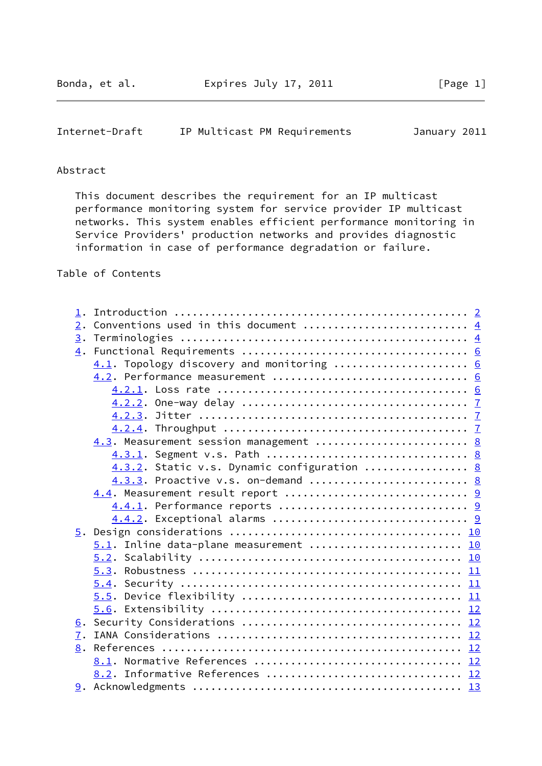## Abstract

This document describes the requirement for an IP multicast performance monitoring system for service provider IP multicast networks. This system enables efficient performance monitoring in Service Providers' production networks and provides diagnostic information in case of performance degradation or failure.

## Table of Contents

```
1. Introduction ................................................ 2
2. Conventions used in this document ........................... 4
3. Terminologies ............................................... 4
4. Functional Requirements ..................................... 6
   4.1. Topology discovery and monitoring ...................... 6
   4.2. Performance measurement ................................ 6
      4.2.1. Loss rate ......................................... 6
      4.2.2. One-way delay ..................................... 7
      4.2.3. Jitter ............................................ 7
      4.2.4. Throughput ........................................ 7
   4.3. Measurement session management ......................... 8
      4.3.1. Segment v.s. Path ................................. 8
      4.3.2. Static v.s. Dynamic configuration ................. 8
      4.3.3. Proactive v.s. on-demand .......................... 8
   4.4. Measurement result report .............................. 9
      4.4.1. Performance reports ............................... 9
      4.4.2. Exceptional alarms ................................ 9
5. Design considerations ....................................... 10
   5.1. Inline data-plane measurement .......................... 10
   5.2. Scalability ............................................ 10
   5.3. Robustness ............................................. 11
   5.4. Security ............................................... 11
   5.5. Device flexibility ..................................... 11
   5.6. Extensibility .......................................... 12
6. Security Considerations ..................................... 12
7. IANA Considerations ......................................... 12
8. References .................................................. 12
   8.1. Normative References ................................... 12
   8.2. Informative References ................................. 12
9. Acknowledgments ............................................. 13
```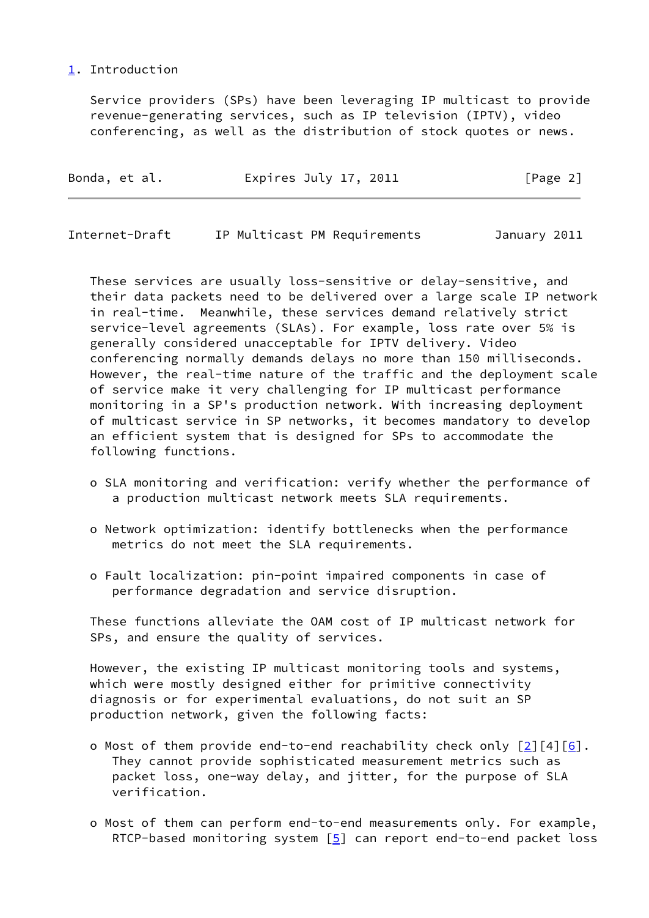## 1. Introduction

Service providers (SPs) have been leveraging IP multicast to provide revenue-generating services, such as IP television (IPTV), video conferencing, as well as the distribution of stock quotes or news.

These services are usually loss-sensitive or delay-sensitive, and their data packets need to be delivered over a large scale IP network in real-time. Meanwhile, these services demand relatively strict service-level agreements (SLAs). For example, loss rate over 5% is generally considered unacceptable for IPTV delivery. Video conferencing normally demands delays no more than 150 milliseconds. However, the real-time nature of the traffic and the deployment scale of service make it very challenging for IP multicast performance monitoring in a SP's production network. With increasing deployment of multicast service in SP networks, it becomes mandatory to develop an efficient system that is designed for SPs to accommodate the following functions.

- SLA monitoring and verification: verify whether the performance of a production multicast network meets SLA requirements.
- Network optimization: identify bottlenecks when the performance metrics do not meet the SLA requirements.
- Fault localization: pin-point impaired components in case of performance degradation and service disruption.

These functions alleviate the OAM cost of IP multicast network for SPs, and ensure the quality of services.

However, the existing IP multicast monitoring tools and systems, which were mostly designed either for primitive connectivity diagnosis or for experimental evaluations, do not suit an SP production network, given the following facts:

- Most of them provide end-to-end reachability check only [2][4][6]. They cannot provide sophisticated measurement metrics such as packet loss, one-way delay, and jitter, for the purpose of SLA verification.
- Most of them can perform end-to-end measurements only. For example, RTCP-based monitoring system [5] can report end-to-end packet loss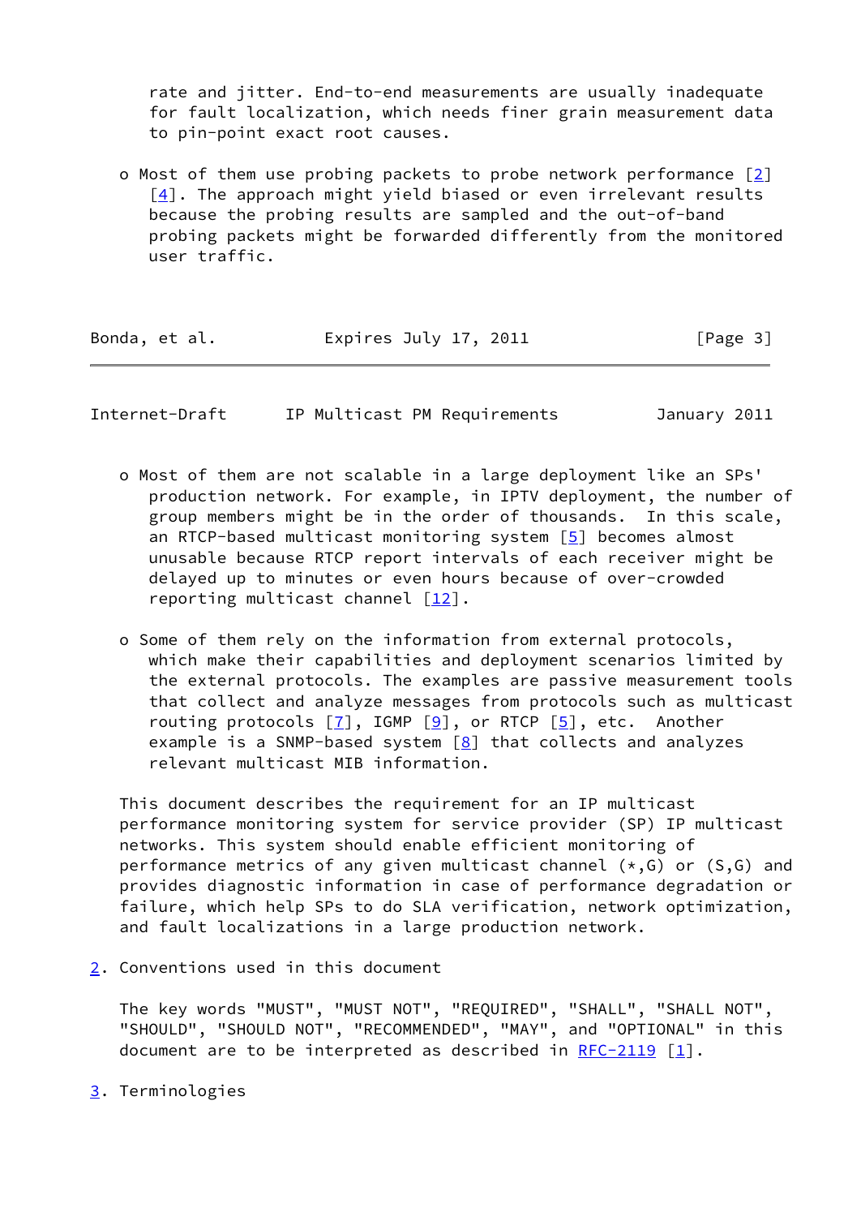rate and jitter. End-to-end measurements are usually inadequate for fault localization, which needs finer grain measurement data to pin-point exact root causes.

- Most of them use probing packets to probe network performance [2] [4]. The approach might yield biased or even irrelevant results because the probing results are sampled and the out-of-band probing packets might be forwarded differently from the monitored user traffic.

- Most of them are not scalable in a large deployment like an SPs' production network. For example, in IPTV deployment, the number of group members might be in the order of thousands. In this scale, an RTCP-based multicast monitoring system [5] becomes almost unusable because RTCP report intervals of each receiver might be delayed up to minutes or even hours because of over-crowded reporting multicast channel [12].

- Some of them rely on the information from external protocols, which make their capabilities and deployment scenarios limited by the external protocols. The examples are passive measurement tools that collect and analyze messages from protocols such as multicast routing protocols [7], IGMP [9], or RTCP [5], etc. Another example is a SNMP-based system [8] that collects and analyzes relevant multicast MIB information.

This document describes the requirement for an IP multicast performance monitoring system for service provider (SP) IP multicast networks. This system should enable efficient monitoring of performance metrics of any given multicast channel (*,G) or (S,G) and provides diagnostic information in case of performance degradation or failure, which help SPs to do SLA verification, network optimization, and fault localizations in a large production network.

## 2. Conventions used in this document

The key words "MUST", "MUST NOT", "REQUIRED", "SHALL", "SHALL NOT", "SHOULD", "SHOULD NOT", "RECOMMENDED", "MAY", and "OPTIONAL" in this document are to be interpreted as described in RFC-2119 [1].

## 3. Terminologies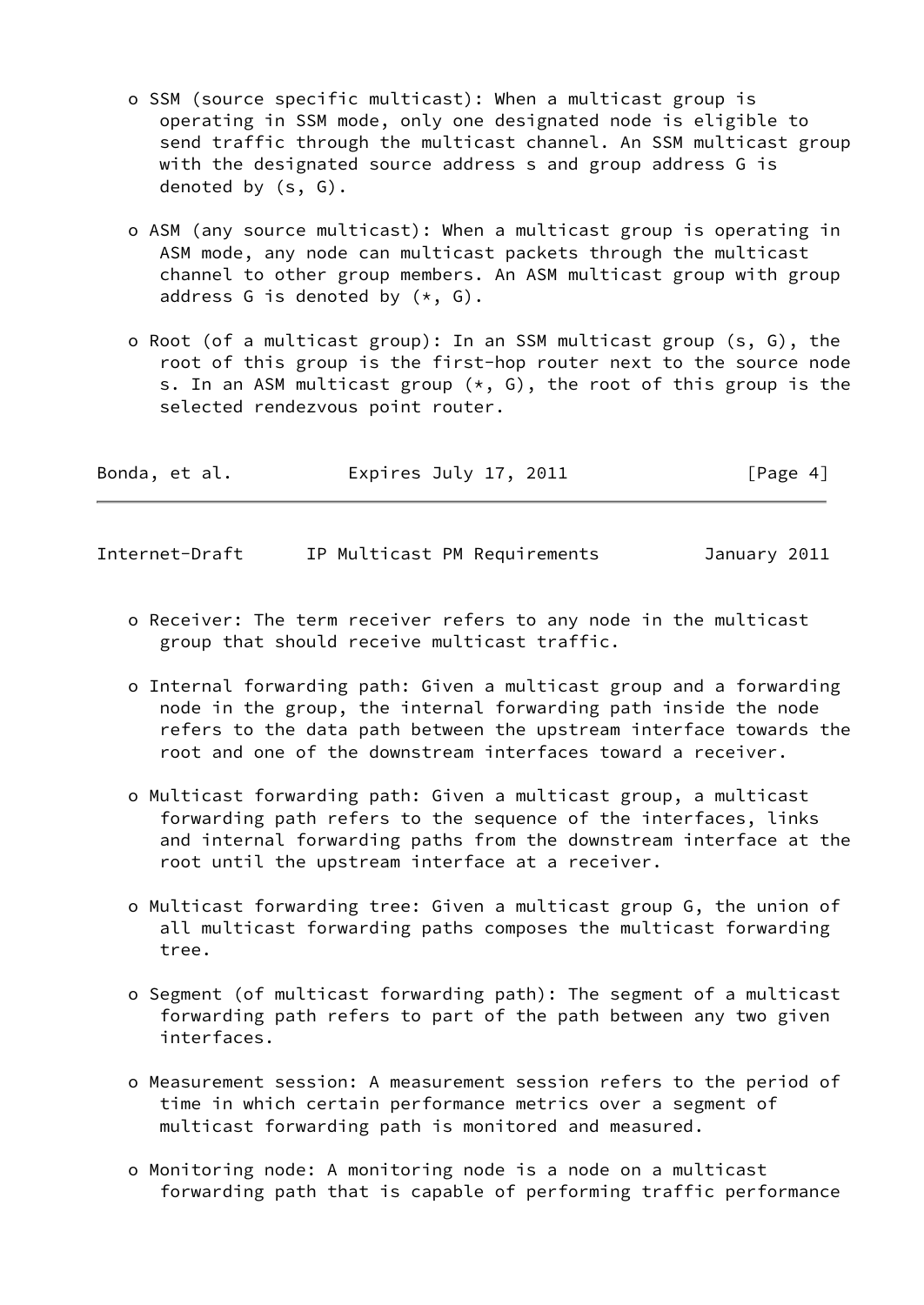- SSM (source specific multicast): When a multicast group is operating in SSM mode, only one designated node is eligible to send traffic through the multicast channel. An SSM multicast group with the designated source address s and group address G is denoted by (s, G).

- ASM (any source multicast): When a multicast group is operating in ASM mode, any node can multicast packets through the multicast channel to other group members. An ASM multicast group with group address G is denoted by (*, G).

- Root (of a multicast group): In an SSM multicast group (s, G), the root of this group is the first-hop router next to the source node s. In an ASM multicast group (*, G), the root of this group is the selected rendezvous point router.

- Receiver: The term receiver refers to any node in the multicast group that should receive multicast traffic.

- Internal forwarding path: Given a multicast group and a forwarding node in the group, the internal forwarding path inside the node refers to the data path between the upstream interface towards the root and one of the downstream interfaces toward a receiver.

- Multicast forwarding path: Given a multicast group, a multicast forwarding path refers to the sequence of the interfaces, links and internal forwarding paths from the downstream interface at the root until the upstream interface at a receiver.

- Multicast forwarding tree: Given a multicast group G, the union of all multicast forwarding paths composes the multicast forwarding tree.

- Segment (of multicast forwarding path): The segment of a multicast forwarding path refers to part of the path between any two given interfaces.

- Measurement session: A measurement session refers to the period of time in which certain performance metrics over a segment of multicast forwarding path is monitored and measured.

- Monitoring node: A monitoring node is a node on a multicast forwarding path that is capable of performing traffic performance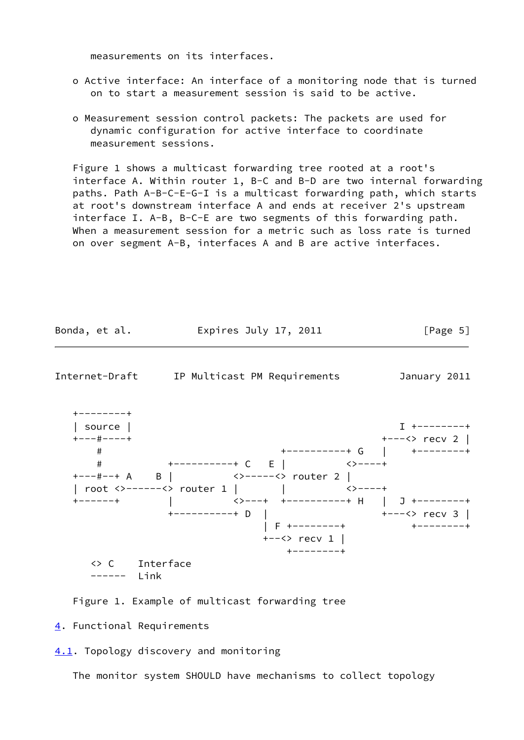measurements on its interfaces.

- Active interface: An interface of a monitoring node that is turned on to start a measurement session is said to be active.

- Measurement session control packets: The packets are used for dynamic configuration for active interface to coordinate measurement sessions.

Figure 1 shows a multicast forwarding tree rooted at a root's interface A. Within router 1, B-C and B-D are two internal forwarding paths. Path A-B-C-E-G-I is a multicast forwarding path, which starts at root's downstream interface A and ends at receiver 2's upstream interface I. A-B, B-C-E are two segments of this forwarding path. When a measurement session for a metric such as loss rate is turned on over segment A-B, interfaces A and B are active interfaces.

```
+--------+
| source |                                           I +--------+
+---#----+                                       +---<> recv 2 |
    #                         +----------+ G     |    +--------+
    #          +----------+ C    E |          <>----+
+---#--+ A    B |          <>-----<> router 2 |
| root <>------<> router 1 |       |          <>----+
+------+        |          <>---+  +----------+ H    |  J +--------+
                +----------+ D  |                   +---<> recv 3 |
                                | F +--------+           +--------+
                                +--<> recv 1 |
                                    +--------+

    <> C    Interface
    ------  Link
```

Figure 1. Example of multicast forwarding tree

## 4. Functional Requirements

### 4.1. Topology discovery and monitoring

The monitor system SHOULD have mechanisms to collect topology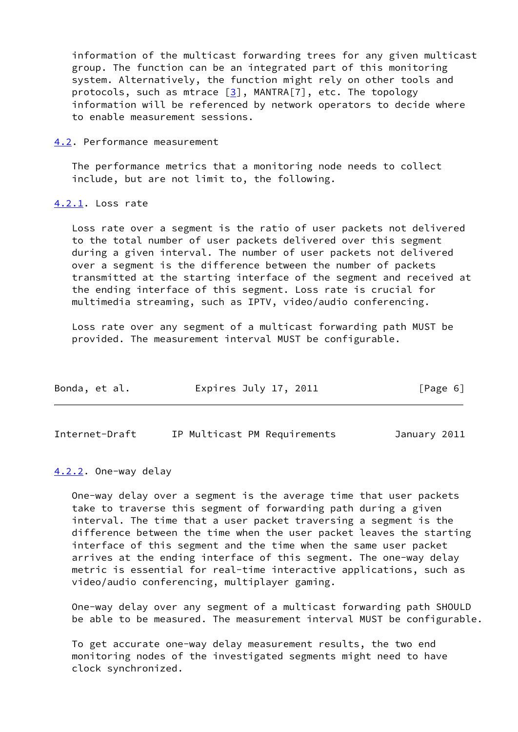information of the multicast forwarding trees for any given multicast group. The function can be an integrated part of this monitoring system. Alternatively, the function might rely on other tools and protocols, such as mtrace [3], MANTRA[7], etc. The topology information will be referenced by network operators to decide where to enable measurement sessions.

## 4.2. Performance measurement

The performance metrics that a monitoring node needs to collect include, but are not limit to, the following.

### 4.2.1. Loss rate

Loss rate over a segment is the ratio of user packets not delivered to the total number of user packets delivered over this segment during a given interval. The number of user packets not delivered over a segment is the difference between the number of packets transmitted at the starting interface of the segment and received at the ending interface of this segment. Loss rate is crucial for multimedia streaming, such as IPTV, video/audio conferencing.

Loss rate over any segment of a multicast forwarding path MUST be provided. The measurement interval MUST be configurable.

### 4.2.2. One-way delay

One-way delay over a segment is the average time that user packets take to traverse this segment of forwarding path during a given interval. The time that a user packet traversing a segment is the difference between the time when the user packet leaves the starting interface of this segment and the time when the same user packet arrives at the ending interface of this segment. The one-way delay metric is essential for real-time interactive applications, such as video/audio conferencing, multiplayer gaming.

One-way delay over any segment of a multicast forwarding path SHOULD be able to be measured. The measurement interval MUST be configurable.

To get accurate one-way delay measurement results, the two end monitoring nodes of the investigated segments might need to have clock synchronized.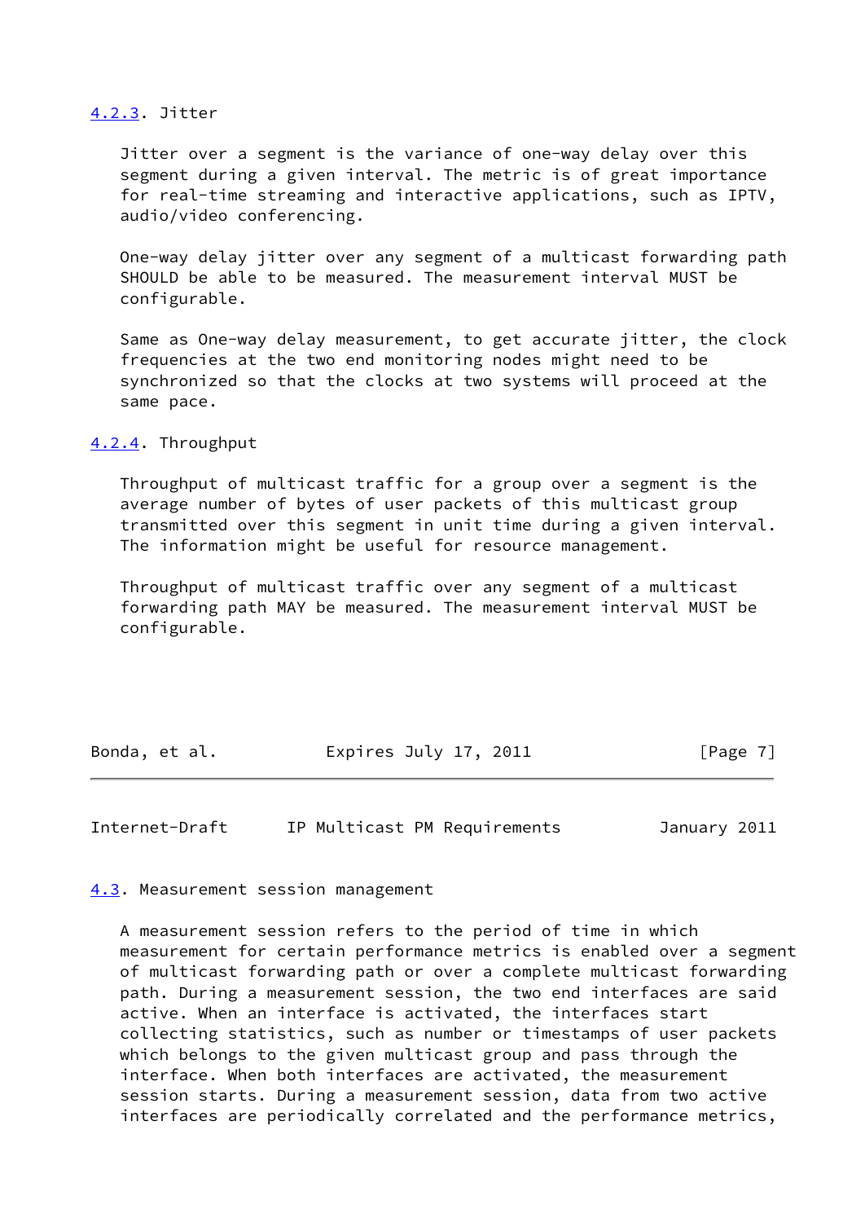### 4.2.3. Jitter

Jitter over a segment is the variance of one-way delay over this segment during a given interval. The metric is of great importance for real-time streaming and interactive applications, such as IPTV, audio/video conferencing.

One-way delay jitter over any segment of a multicast forwarding path SHOULD be able to be measured. The measurement interval MUST be configurable.

Same as One-way delay measurement, to get accurate jitter, the clock frequencies at the two end monitoring nodes might need to be synchronized so that the clocks at two systems will proceed at the same pace.

### 4.2.4. Throughput

Throughput of multicast traffic for a group over a segment is the average number of bytes of user packets of this multicast group transmitted over this segment in unit time during a given interval. The information might be useful for resource management.

Throughput of multicast traffic over any segment of a multicast forwarding path MAY be measured. The measurement interval MUST be configurable.

## 4.3. Measurement session management

A measurement session refers to the period of time in which measurement for certain performance metrics is enabled over a segment of multicast forwarding path or over a complete multicast forwarding path. During a measurement session, the two end interfaces are said active. When an interface is activated, the interfaces start collecting statistics, such as number or timestamps of user packets which belongs to the given multicast group and pass through the interface. When both interfaces are activated, the measurement session starts. During a measurement session, data from two active interfaces are periodically correlated and the performance metrics,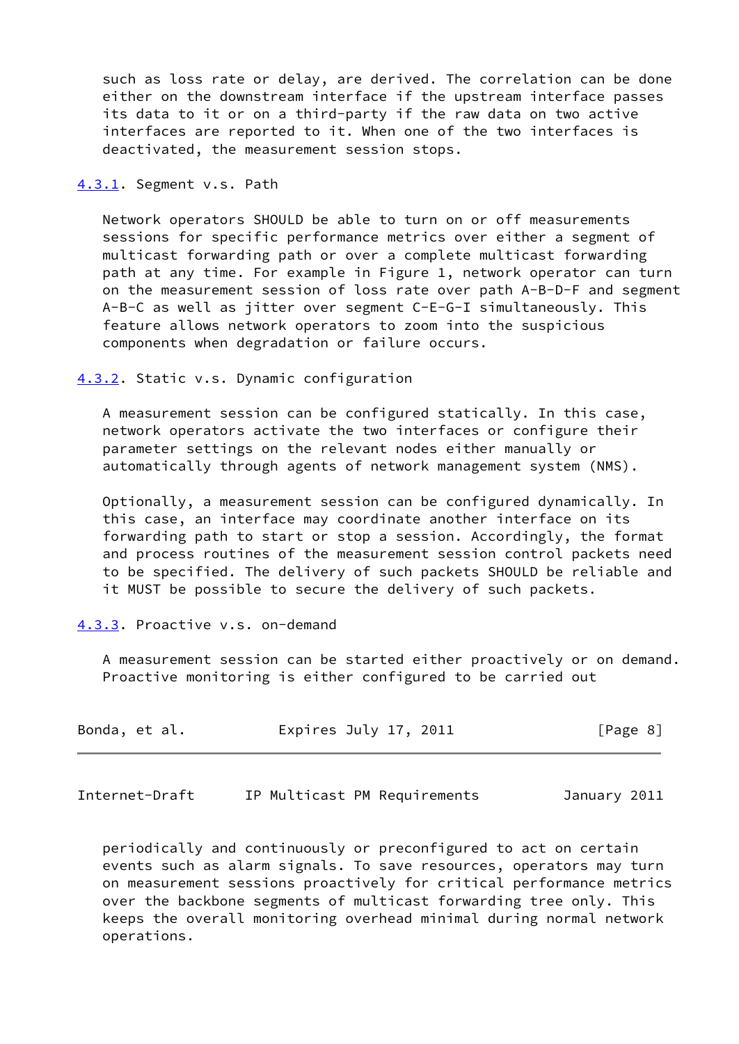such as loss rate or delay, are derived. The correlation can be done either on the downstream interface if the upstream interface passes its data to it or on a third-party if the raw data on two active interfaces are reported to it. When one of the two interfaces is deactivated, the measurement session stops.

### 4.3.1. Segment v.s. Path

Network operators SHOULD be able to turn on or off measurements sessions for specific performance metrics over either a segment of multicast forwarding path or over a complete multicast forwarding path at any time. For example in Figure 1, network operator can turn on the measurement session of loss rate over path A-B-D-F and segment A-B-C as well as jitter over segment C-E-G-I simultaneously. This feature allows network operators to zoom into the suspicious components when degradation or failure occurs.

### 4.3.2. Static v.s. Dynamic configuration

A measurement session can be configured statically. In this case, network operators activate the two interfaces or configure their parameter settings on the relevant nodes either manually or automatically through agents of network management system (NMS).

Optionally, a measurement session can be configured dynamically. In this case, an interface may coordinate another interface on its forwarding path to start or stop a session. Accordingly, the format and process routines of the measurement session control packets need to be specified. The delivery of such packets SHOULD be reliable and it MUST be possible to secure the delivery of such packets.

### 4.3.3. Proactive v.s. on-demand

A measurement session can be started either proactively or on demand. Proactive monitoring is either configured to be carried out periodically and continuously or preconfigured to act on certain events such as alarm signals. To save resources, operators may turn on measurement sessions proactively for critical performance metrics over the backbone segments of multicast forwarding tree only. This keeps the overall monitoring overhead minimal during normal network operations.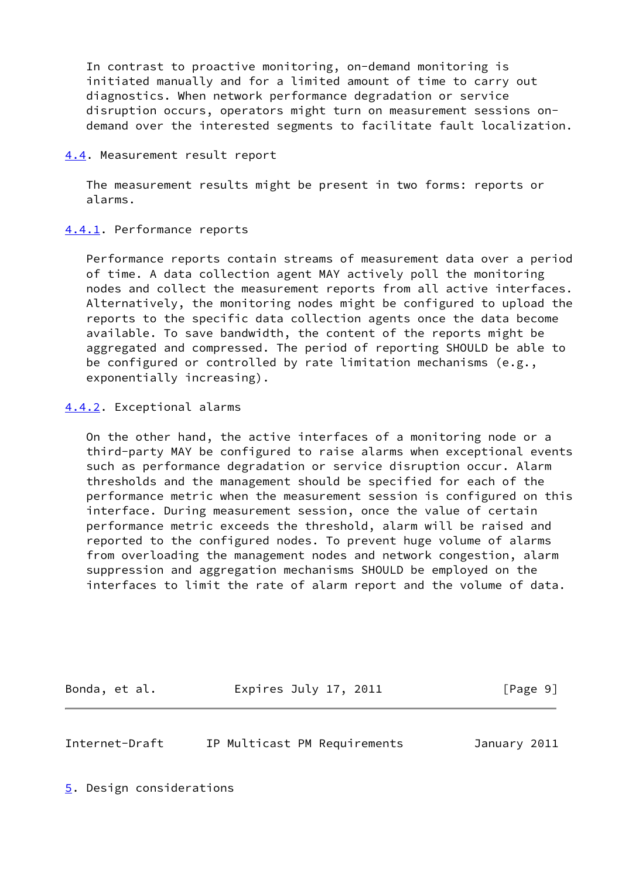In contrast to proactive monitoring, on-demand monitoring is initiated manually and for a limited amount of time to carry out diagnostics. When network performance degradation or service disruption occurs, operators might turn on measurement sessions on-demand over the interested segments to facilitate fault localization.

### 4.4. Measurement result report

The measurement results might be present in two forms: reports or alarms.

#### 4.4.1. Performance reports

Performance reports contain streams of measurement data over a period of time. A data collection agent MAY actively poll the monitoring nodes and collect the measurement reports from all active interfaces. Alternatively, the monitoring nodes might be configured to upload the reports to the specific data collection agents once the data become available. To save bandwidth, the content of the reports might be aggregated and compressed. The period of reporting SHOULD be able to be configured or controlled by rate limitation mechanisms (e.g., exponentially increasing).

#### 4.4.2. Exceptional alarms

On the other hand, the active interfaces of a monitoring node or a third-party MAY be configured to raise alarms when exceptional events such as performance degradation or service disruption occur. Alarm thresholds and the management should be specified for each of the performance metric when the measurement session is configured on this interface. During measurement session, once the value of certain performance metric exceeds the threshold, alarm will be raised and reported to the configured nodes. To prevent huge volume of alarms from overloading the management nodes and network congestion, alarm suppression and aggregation mechanisms SHOULD be employed on the interfaces to limit the rate of alarm report and the volume of data.

## 5. Design considerations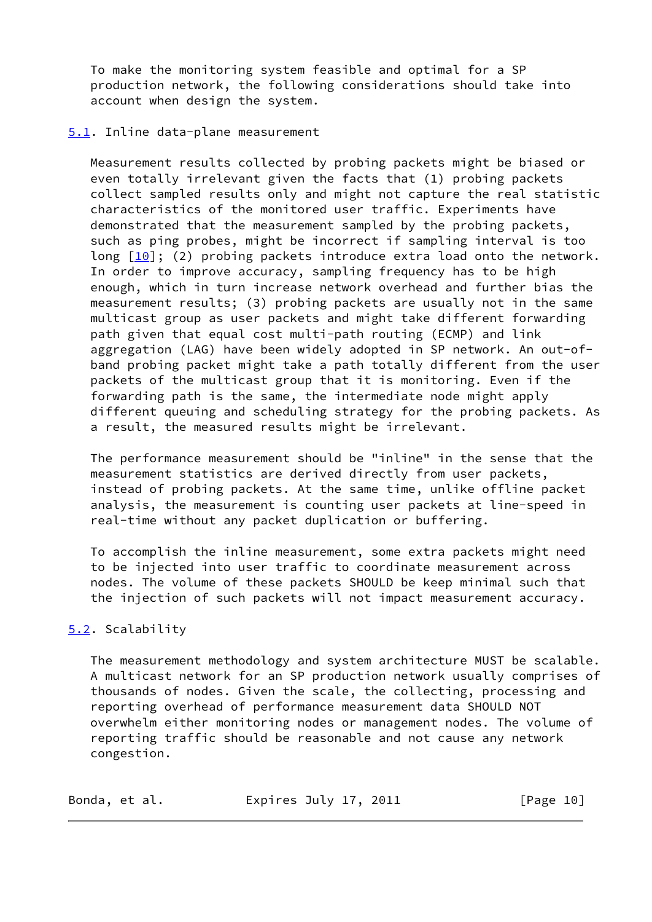To make the monitoring system feasible and optimal for a SP production network, the following considerations should take into account when design the system.

## 5.1. Inline data-plane measurement

Measurement results collected by probing packets might be biased or even totally irrelevant given the facts that (1) probing packets collect sampled results only and might not capture the real statistic characteristics of the monitored user traffic. Experiments have demonstrated that the measurement sampled by the probing packets, such as ping probes, might be incorrect if sampling interval is too long [10]; (2) probing packets introduce extra load onto the network. In order to improve accuracy, sampling frequency has to be high enough, which in turn increase network overhead and further bias the measurement results; (3) probing packets are usually not in the same multicast group as user packets and might take different forwarding path given that equal cost multi-path routing (ECMP) and link aggregation (LAG) have been widely adopted in SP network. An out-of-band probing packet might take a path totally different from the user packets of the multicast group that it is monitoring. Even if the forwarding path is the same, the intermediate node might apply different queuing and scheduling strategy for the probing packets. As a result, the measured results might be irrelevant.

The performance measurement should be "inline" in the sense that the measurement statistics are derived directly from user packets, instead of probing packets. At the same time, unlike offline packet analysis, the measurement is counting user packets at line-speed in real-time without any packet duplication or buffering.

To accomplish the inline measurement, some extra packets might need to be injected into user traffic to coordinate measurement across nodes. The volume of these packets SHOULD be keep minimal such that the injection of such packets will not impact measurement accuracy.

## 5.2. Scalability

The measurement methodology and system architecture MUST be scalable. A multicast network for an SP production network usually comprises of thousands of nodes. Given the scale, the collecting, processing and reporting overhead of performance measurement data SHOULD NOT overwhelm either monitoring nodes or management nodes. The volume of reporting traffic should be reasonable and not cause any network congestion.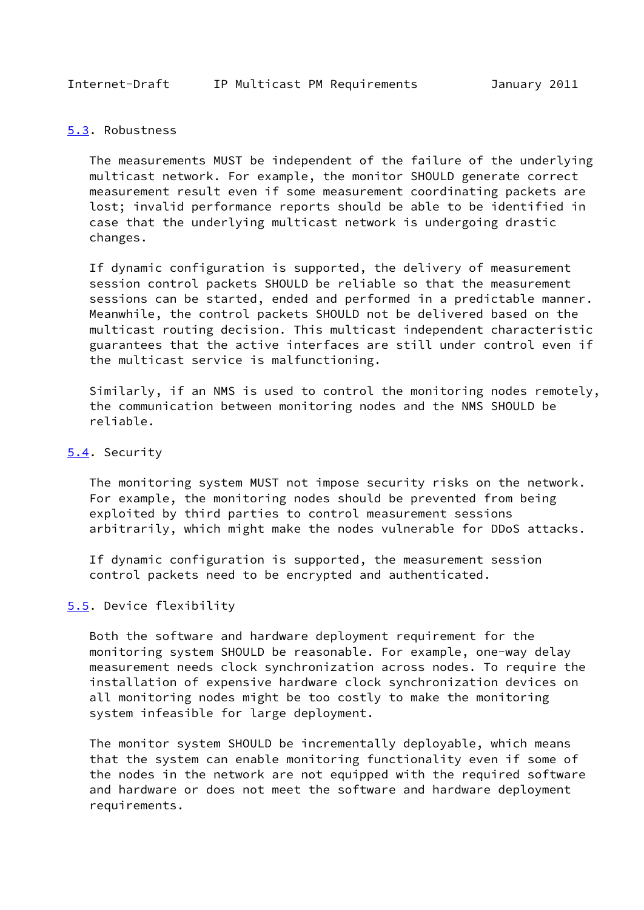### 5.3. Robustness

The measurements MUST be independent of the failure of the underlying multicast network. For example, the monitor SHOULD generate correct measurement result even if some measurement coordinating packets are lost; invalid performance reports should be able to be identified in case that the underlying multicast network is undergoing drastic changes.

If dynamic configuration is supported, the delivery of measurement session control packets SHOULD be reliable so that the measurement sessions can be started, ended and performed in a predictable manner. Meanwhile, the control packets SHOULD not be delivered based on the multicast routing decision. This multicast independent characteristic guarantees that the active interfaces are still under control even if the multicast service is malfunctioning.

Similarly, if an NMS is used to control the monitoring nodes remotely, the communication between monitoring nodes and the NMS SHOULD be reliable.

### 5.4. Security

The monitoring system MUST not impose security risks on the network. For example, the monitoring nodes should be prevented from being exploited by third parties to control measurement sessions arbitrarily, which might make the nodes vulnerable for DDoS attacks.

If dynamic configuration is supported, the measurement session control packets need to be encrypted and authenticated.

### 5.5. Device flexibility

Both the software and hardware deployment requirement for the monitoring system SHOULD be reasonable. For example, one-way delay measurement needs clock synchronization across nodes. To require the installation of expensive hardware clock synchronization devices on all monitoring nodes might be too costly to make the monitoring system infeasible for large deployment.

The monitor system SHOULD be incrementally deployable, which means that the system can enable monitoring functionality even if some of the nodes in the network are not equipped with the required software and hardware or does not meet the software and hardware deployment requirements.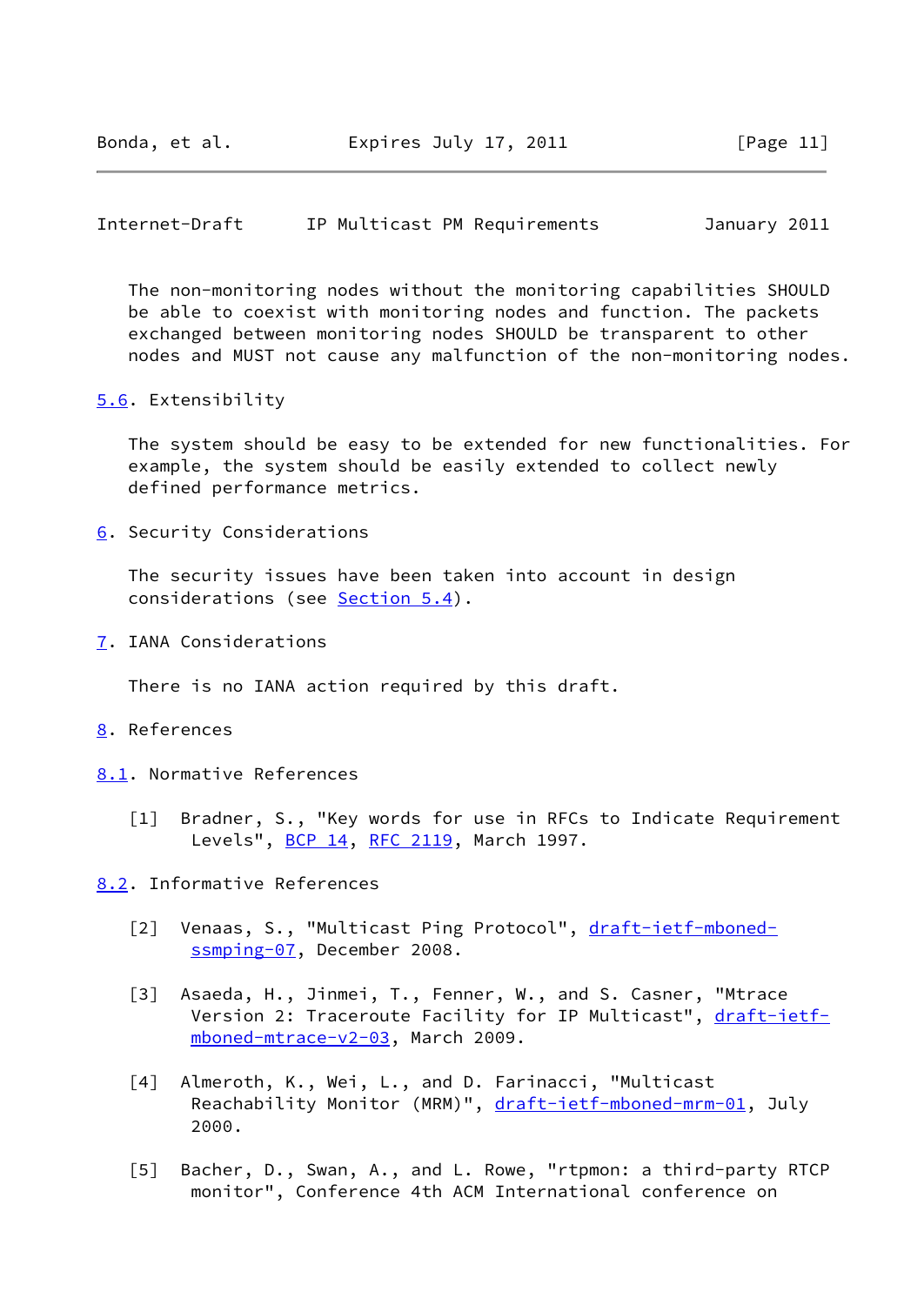The non-monitoring nodes without the monitoring capabilities SHOULD be able to coexist with monitoring nodes and function. The packets exchanged between monitoring nodes SHOULD be transparent to other nodes and MUST not cause any malfunction of the non-monitoring nodes.

### 5.6. Extensibility

The system should be easy to be extended for new functionalities. For example, the system should be easily extended to collect newly defined performance metrics.

## 6. Security Considerations

The security issues have been taken into account in design considerations (see Section 5.4).

## 7. IANA Considerations

There is no IANA action required by this draft.

## 8. References

### 8.1. Normative References

[1] Bradner, S., "Key words for use in RFCs to Indicate Requirement Levels", BCP 14, RFC 2119, March 1997.

### 8.2. Informative References

[2] Venaas, S., "Multicast Ping Protocol", draft-ietf-mboned-ssmping-07, December 2008.

[3] Asaeda, H., Jinmei, T., Fenner, W., and S. Casner, "Mtrace Version 2: Traceroute Facility for IP Multicast", draft-ietf-mboned-mtrace-v2-03, March 2009.

[4] Almeroth, K., Wei, L., and D. Farinacci, "Multicast Reachability Monitor (MRM)", draft-ietf-mboned-mrm-01, July 2000.

[5] Bacher, D., Swan, A., and L. Rowe, "rtpmon: a third-party RTCP monitor", Conference 4th ACM International conference on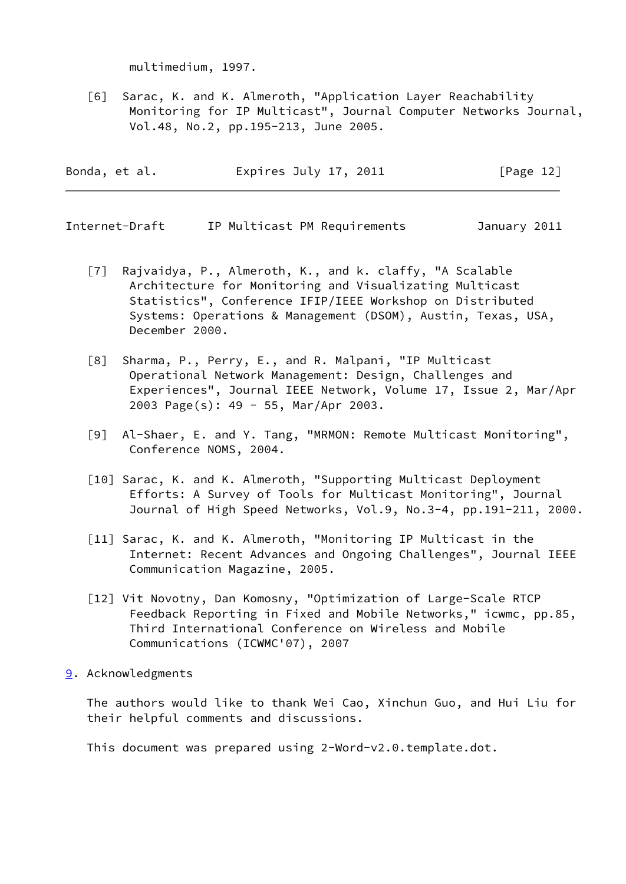multimedium, 1997.

[6] Sarac, K. and K. Almeroth, "Application Layer Reachability Monitoring for IP Multicast", Journal Computer Networks Journal, Vol.48, No.2, pp.195-213, June 2005.

[7] Rajvaidya, P., Almeroth, K., and k. claffy, "A Scalable Architecture for Monitoring and Visualizating Multicast Statistics", Conference IFIP/IEEE Workshop on Distributed Systems: Operations & Management (DSOM), Austin, Texas, USA, December 2000.

[8] Sharma, P., Perry, E., and R. Malpani, "IP Multicast Operational Network Management: Design, Challenges and Experiences", Journal IEEE Network, Volume 17, Issue 2, Mar/Apr 2003 Page(s): 49 - 55, Mar/Apr 2003.

[9] Al-Shaer, E. and Y. Tang, "MRMON: Remote Multicast Monitoring", Conference NOMS, 2004.

[10] Sarac, K. and K. Almeroth, "Supporting Multicast Deployment Efforts: A Survey of Tools for Multicast Monitoring", Journal Journal of High Speed Networks, Vol.9, No.3-4, pp.191-211, 2000.

[11] Sarac, K. and K. Almeroth, "Monitoring IP Multicast in the Internet: Recent Advances and Ongoing Challenges", Journal IEEE Communication Magazine, 2005.

[12] Vit Novotny, Dan Komosny, "Optimization of Large-Scale RTCP Feedback Reporting in Fixed and Mobile Networks," icwmc, pp.85, Third International Conference on Wireless and Mobile Communications (ICWMC'07), 2007

## 9. Acknowledgments

The authors would like to thank Wei Cao, Xinchun Guo, and Hui Liu for their helpful comments and discussions.

This document was prepared using 2-Word-v2.0.template.dot.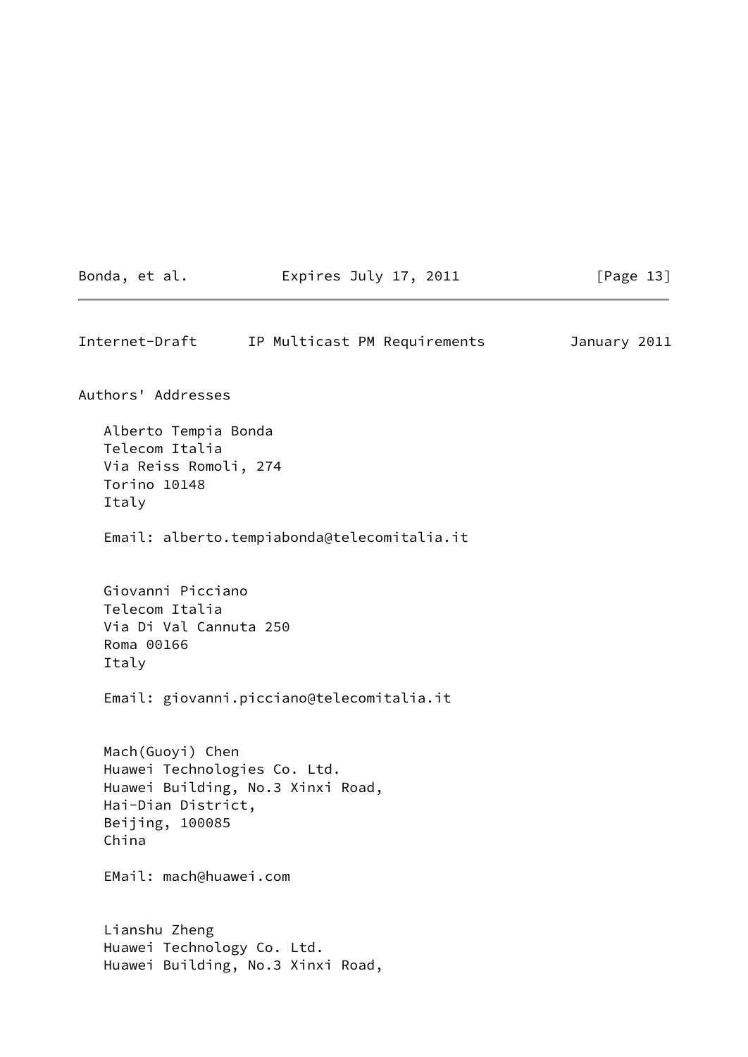## Authors' Addresses

Alberto Tempia Bonda
Telecom Italia
Via Reiss Romoli, 274
Torino 10148
Italy

Email: alberto.tempiabonda@telecomitalia.it

Giovanni Picciano
Telecom Italia
Via Di Val Cannuta 250
Roma 00166
Italy

Email: giovanni.picciano@telecomitalia.it

Mach(Guoyi) Chen
Huawei Technologies Co. Ltd.
Huawei Building, No.3 Xinxi Road,
Hai-Dian District,
Beijing, 100085
China

EMail: mach@huawei.com

Lianshu Zheng
Huawei Technology Co. Ltd.
Huawei Building, No.3 Xinxi Road,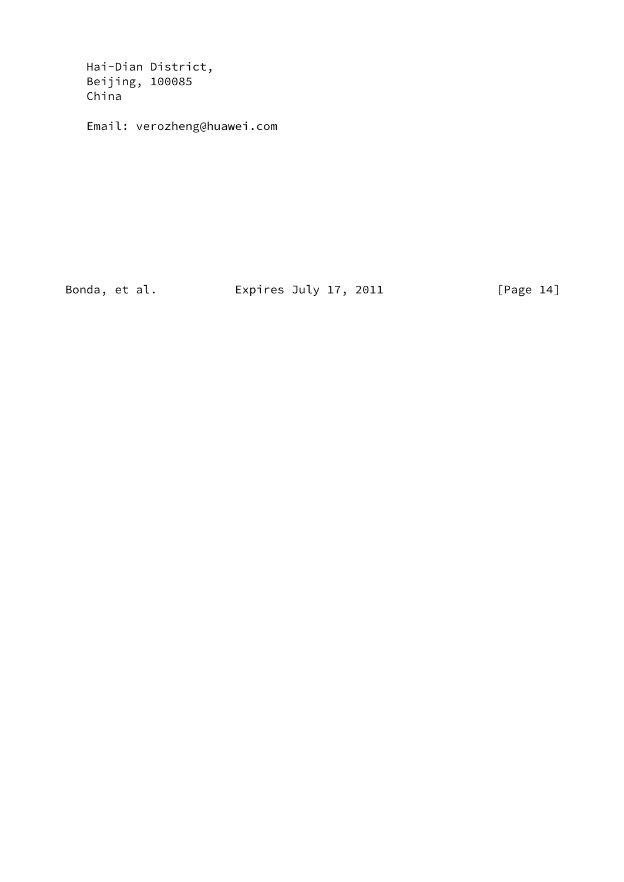Hai-Dian District,
Beijing, 100085
China

Email: verozheng@huawei.com